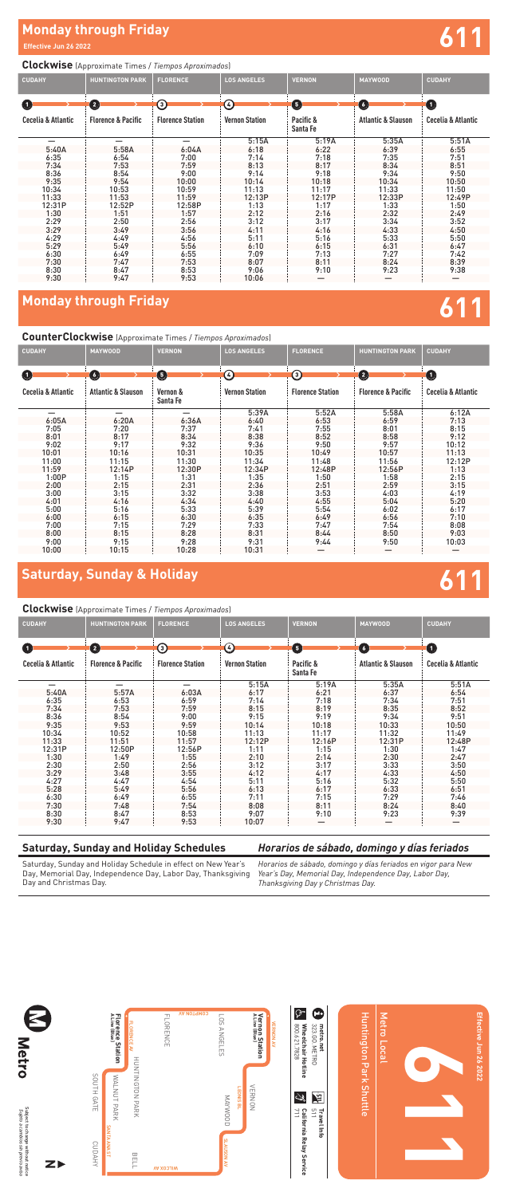# Monday through Friday

**Effective Jun 26 2022**

**611**

**Clockwise** (Approximate Times / *Tiempos Aproximados*)

| CUDAHY | HUNTINGTON PARK | FLORENCE | LOS ANGELES | VERNON | MAYWOOD | CUDAHY |
|---|---|---|---|---|---|---|
| 1 | 2 | 3 | 4 | 5 | 6 | 1 |
| Cecelia & Atlantic | Florence & Pacific | Florence Station | Vernon Station | Pacific & Santa Fe | Atlantic & Slauson | Cecelia & Atlantic |
| — | — | — | 5:15A | 5:19A | 5:35A | 5:51A |
| 5:40A | 5:58A | 6:04A | 6:18 | 6:22 | 6:39 | 6:55 |
| 6:35 | 6:54 | 7:00 | 7:14 | 7:18 | 7:35 | 7:51 |
| 7:34 | 7:53 | 7:59 | 8:13 | 8:17 | 8:34 | 8:51 |
| 8:36 | 8:54 | 9:00 | 9:14 | 9:18 | 9:34 | 9:50 |
| 9:35 | 9:54 | 10:00 | 10:14 | 10:18 | 10:34 | 10:50 |
| 10:34 | 10:53 | 10:59 | 11:13 | 11:17 | 11:33 | 11:50 |
| 11:33 | 11:53 | 11:59 | 12:13P | 12:17P | 12:33P | 12:49P |
| 12:31P | 12:52P | 12:58P | 1:13 | 1:17 | 1:33 | 1:50 |
| 1:30 | 1:51 | 1:57 | 2:12 | 2:16 | 2:32 | 2:49 |
| 2:29 | 2:50 | 2:56 | 3:12 | 3:17 | 3:34 | 3:52 |
| 3:29 | 3:49 | 3:56 | 4:11 | 4:16 | 4:33 | 4:50 |
| 4:29 | 4:49 | 4:56 | 5:11 | 5:16 | 5:33 | 5:50 |
| 5:29 | 5:49 | 5:56 | 6:10 | 6:15 | 6:31 | 6:47 |
| 6:30 | 6:49 | 6:55 | 7:09 | 7:13 | 7:27 | 7:42 |
| 7:30 | 7:47 | 7:53 | 8:07 | 8:11 | 8:24 | 8:39 |
| 8:30 | 8:47 | 8:53 | 9:06 | 9:10 | 9:23 | 9:38 |
| 9:30 | 9:47 | 9:53 | 10:06 | — | — | — |

# Monday through Friday

**611**

**CounterClockwise** (Approximate Times / *Tiempos Aproximados*)

| CUDAHY | MAYWOOD | VERNON | LOS ANGELES | FLORENCE | HUNTINGTON PARK | CUDAHY |
|---|---|---|---|---|---|---|
| 1 | 6 | 5 | 4 | 3 | 2 | 1 |
| Cecelia & Atlantic | Atlantic & Slauson | Vernon & Santa Fe | Vernon Station | Florence Station | Florence & Pacific | Cecelia & Atlantic |
| — | — | — | 5:39A | 5:52A | 5:58A | 6:12A |
| 6:05A | 6:20A | 6:36A | 6:40 | 6:53 | 6:59 | 7:13 |
| 7:05 | 7:20 | 7:37 | 7:41 | 7:55 | 8:01 | 8:15 |
| 8:01 | 8:17 | 8:34 | 8:38 | 8:52 | 8:58 | 9:12 |
| 9:02 | 9:17 | 9:32 | 9:36 | 9:50 | 9:57 | 10:12 |
| 10:01 | 10:16 | 10:31 | 10:35 | 10:49 | 10:57 | 11:13 |
| 11:00 | 11:15 | 11:30 | 11:34 | 11:48 | 11:56 | 12:12P |
| 11:59 | 12:14P | 12:30P | 12:34P | 12:48P | 12:56P | 1:13 |
| 1:00P | 1:15 | 1:31 | 1:35 | 1:50 | 1:58 | 2:15 |
| 2:00 | 2:15 | 2:31 | 2:36 | 2:51 | 2:59 | 3:15 |
| 3:00 | 3:15 | 3:32 | 3:38 | 3:53 | 4:03 | 4:19 |
| 4:01 | 4:16 | 4:34 | 4:40 | 4:55 | 5:04 | 5:20 |
| 5:00 | 5:16 | 5:33 | 5:39 | 5:54 | 6:02 | 6:17 |
| 6:00 | 6:15 | 6:30 | 6:35 | 6:49 | 6:56 | 7:10 |
| 7:00 | 7:15 | 7:29 | 7:33 | 7:47 | 7:54 | 8:08 |
| 8:00 | 8:15 | 8:28 | 8:31 | 8:44 | 8:50 | 9:03 |
| 9:00 | 9:15 | 9:28 | 9:31 | 9:44 | 9:50 | 10:03 |
| 10:00 | 10:15 | 10:28 | 10:31 | — | — | — |

# Saturday, Sunday & Holiday

**611**

**Clockwise** (Approximate Times / *Tiempos Aproximados*)

| CUDAHY | HUNTINGTON PARK | FLORENCE | LOS ANGELES | VERNON | MAYWOOD | CUDAHY |
|---|---|---|---|---|---|---|
| 1 | 2 | 3 | 4 | 5 | 6 | 1 |
| Cecelia & Atlantic | Florence & Pacific | Florence Station | Vernon Station | Pacific & Santa Fe | Atlantic & Slauson | Cecelia & Atlantic |
| — | — | — | 5:15A | 5:19A | 5:35A | 5:51A |
| 5:40A | 5:57A | 6:03A | 6:17 | 6:21 | 6:37 | 6:54 |
| 6:35 | 6:53 | 6:59 | 7:14 | 7:18 | 7:34 | 7:51 |
| 7:34 | 7:53 | 7:59 | 8:15 | 8:19 | 8:35 | 8:52 |
| 8:36 | 8:54 | 9:00 | 9:15 | 9:19 | 9:34 | 9:51 |
| 9:35 | 9:53 | 9:59 | 10:14 | 10:18 | 10:33 | 10:50 |
| 10:34 | 10:52 | 10:58 | 11:13 | 11:17 | 11:32 | 11:49 |
| 11:33 | 11:51 | 11:57 | 12:12P | 12:16P | 12:31P | 12:48P |
| 12:31P | 12:50P | 12:56P | 1:11 | 1:15 | 1:30 | 1:47 |
| 1:30 | 1:49 | 1:55 | 2:10 | 2:14 | 2:30 | 2:47 |
| 2:30 | 2:50 | 2:56 | 3:12 | 3:17 | 3:33 | 3:50 |
| 3:29 | 3:48 | 3:55 | 4:12 | 4:17 | 4:33 | 4:50 |
| 4:27 | 4:47 | 4:54 | 5:11 | 5:16 | 5:32 | 5:50 |
| 5:28 | 5:49 | 5:56 | 6:13 | 6:17 | 6:33 | 6:51 |
| 6:30 | 6:49 | 6:55 | 7:11 | 7:15 | 7:29 | 7:46 |
| 7:30 | 7:48 | 7:54 | 8:08 | 8:11 | 8:24 | 8:40 |
| 8:30 | 8:47 | 8:53 | 9:07 | 9:10 | 9:23 | 9:39 |
| 9:30 | 9:47 | 9:53 | 10:07 | — | — | — |

### Saturday, Sunday and Holiday Schedules

Saturday, Sunday and Holiday Schedule in effect on New Year's Day, Memorial Day, Independence Day, Labor Day, Thanksgiving Day and Christmas Day.

### *Horarios de sábado, domingo y días feriados*

*Horarios de sábado, domingo y días feriados en vigor para New Year's Day, Memorial Day, Independence Day, Labor Day, Thanksgiving Day y Christmas Day.*

Metro

Subject to change without notice
Sujeto a cambios sin previo aviso

Florence Station A Line (Blue)

Vernon Station A Line (Blue)

FLORENCE

LOS ANGELES

VERNON

HUNTINGTON PARK

MAYWOOD

WALNUT PARK

SOUTH GATE

CUDAHY

BELL

COMPTON AV

FLORENCE AV

VERNON AV

LOMA VISTA AV

SLAUSON AV

SANTA FE AV

WILCOX AV

metro.net
323.GO.METRO

Wheelchair Hotline
800.621.7828

Travel Info
511

California Relay Service
711

Effective Jun 26 2022

611

Metro Local

Huntington Park Shuttle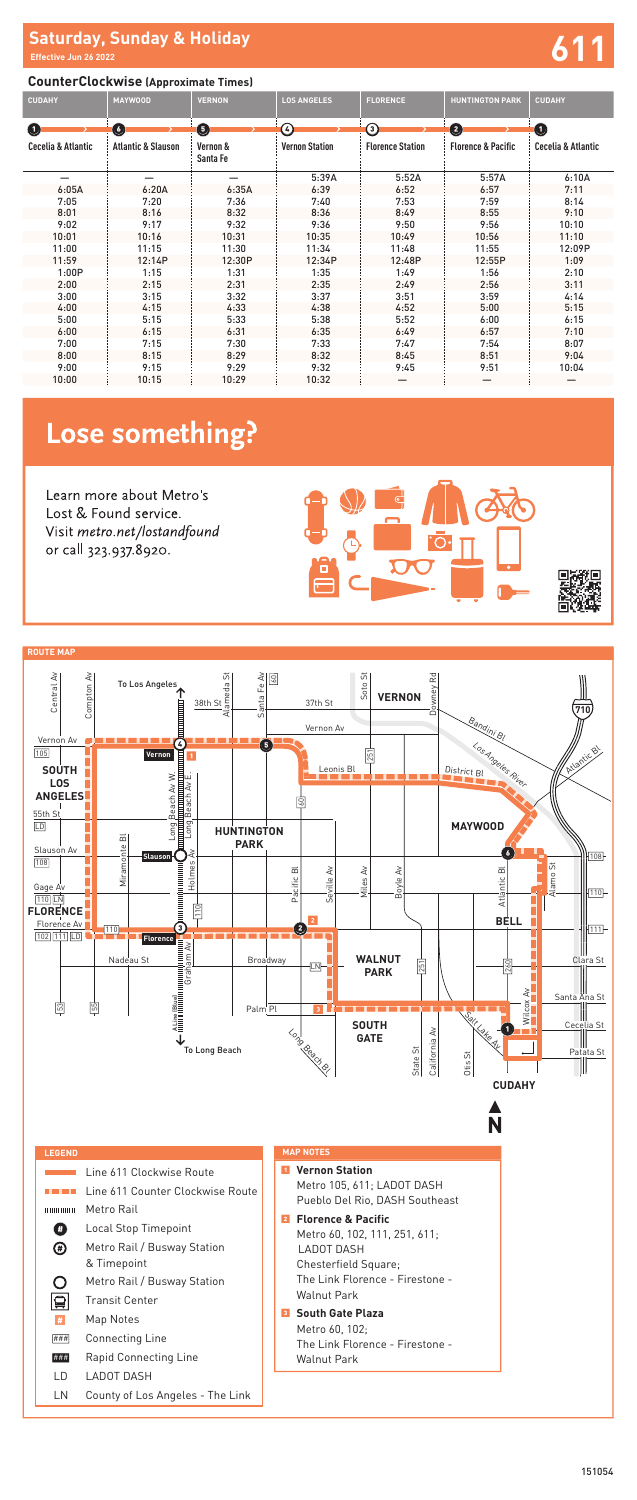# Saturday, Sunday & Holiday

Effective Jun 26 2022

# 611

## CounterClockwise (Approximate Times)

| CUDAHY | MAYWOOD | VERNON | LOS ANGELES | FLORENCE | HUNTINGTON PARK | CUDAHY |
|---|---|---|---|---|---|---|
| 1 | 6 | 5 | 4 | 3 | 2 | 1 |
| Cecelia & Atlantic | Atlantic & Slauson | Vernon & Santa Fe | Vernon Station | Florence Station | Florence & Pacific | Cecelia & Atlantic |
| — | — | — | 5:39A | 5:52A | 5:57A | 6:10A |
| 6:05A | 6:20A | 6:35A | 6:39 | 6:52 | 6:57 | 7:11 |
| 7:05 | 7:20 | 7:36 | 7:40 | 7:53 | 7:59 | 8:14 |
| 8:01 | 8:16 | 8:32 | 8:36 | 8:49 | 8:55 | 9:10 |
| 9:02 | 9:17 | 9:32 | 9:36 | 9:50 | 9:56 | 10:10 |
| 10:01 | 10:16 | 10:31 | 10:35 | 10:49 | 10:56 | 11:10 |
| 11:00 | 11:15 | 11:30 | 11:34 | 11:48 | 11:55 | 12:09P |
| 11:59 | 12:14P | 12:30P | 12:34P | 12:48P | 12:55P | 1:09 |
| 1:00P | 1:15 | 1:31 | 1:35 | 1:49 | 1:56 | 2:10 |
| 2:00 | 2:15 | 2:31 | 2:35 | 2:49 | 2:56 | 3:11 |
| 3:00 | 3:15 | 3:32 | 3:37 | 3:51 | 3:59 | 4:14 |
| 4:00 | 4:15 | 4:33 | 4:38 | 4:52 | 5:00 | 5:15 |
| 5:00 | 5:15 | 5:33 | 5:38 | 5:52 | 6:00 | 6:15 |
| 6:00 | 6:15 | 6:31 | 6:35 | 6:49 | 6:57 | 7:10 |
| 7:00 | 7:15 | 7:30 | 7:33 | 7:47 | 7:54 | 8:07 |
| 8:00 | 8:15 | 8:29 | 8:32 | 8:45 | 8:51 | 9:04 |
| 9:00 | 9:15 | 9:29 | 9:32 | 9:45 | 9:51 | 10:04 |
| 10:00 | 10:15 | 10:29 | 10:32 | — | — | — |

# Lose something?

Learn more about Metro's Lost & Found service. Visit *metro.net/lostandfound* or call 323.937.8920.

## ROUTE MAP

## LEGEND

- Line 611 Clockwise Route
- Line 611 Counter Clockwise Route
- Metro Rail
- Local Stop Timepoint
- Metro Rail / Busway Station & Timepoint
- Metro Rail / Busway Station
- Transit Center
- Map Notes
- Connecting Line
- Rapid Connecting Line
- LD LADOT DASH
- LN County of Los Angeles - The Link

## MAP NOTES

1. **Vernon Station**
   Metro 105, 611; LADOT DASH Pueblo Del Rio, DASH Southeast
2. **Florence & Pacific**
   Metro 60, 102, 111, 251, 611; LADOT DASH Chesterfield Square; The Link Florence - Firestone - Walnut Park
3. **South Gate Plaza**
   Metro 60, 102; The Link Florence - Firestone - Walnut Park

151054